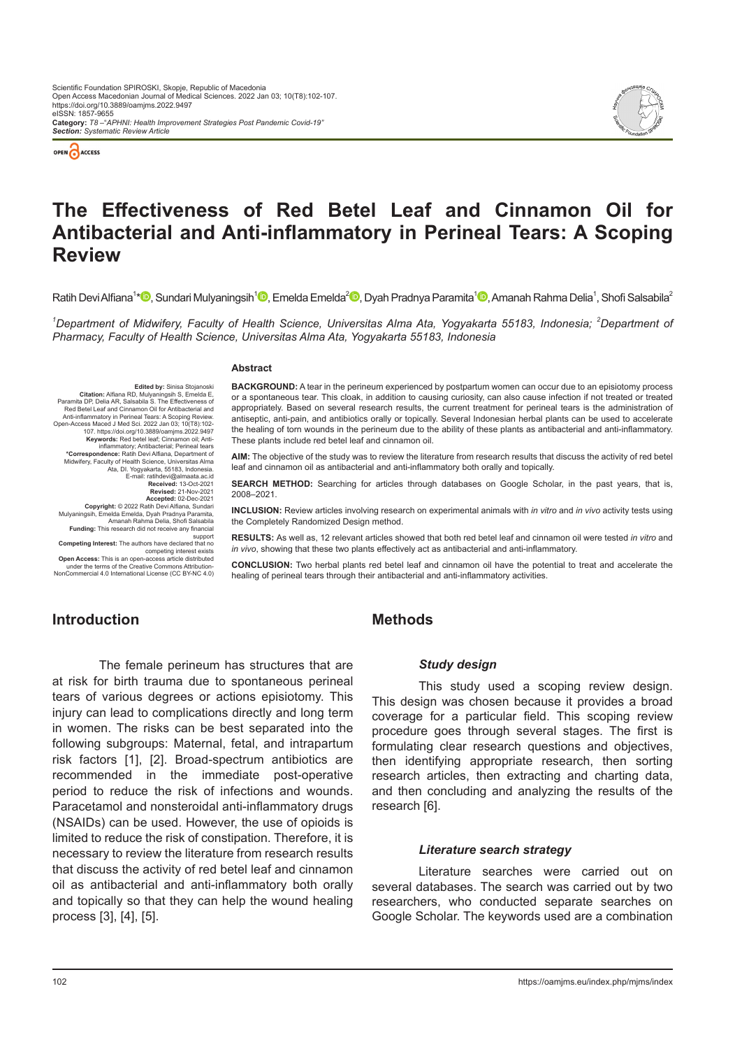# The Effectiveness of Red Betel Leaf and Cinnamon Oil for Antibacterial and Anti-inflammatory in Perineal Tears: A Scoping Review

Ratih Devi Alfiana[1]*, Sundari Mulyaningsih[1], Emelda Emelda[2], Dyah Pradnya Paramita[1], Amanah Rahma Delia[1], Shofi Salsabila[2]

[1]*Department of Midwifery, Faculty of Health Science, Universitas Alma Ata, Yogyakarta 55183, Indonesia;* [2]*Department of Pharmacy, Faculty of Health Science, Universitas Alma Ata, Yogyakarta 55183, Indonesia*

**Edited by:** Sinisa Stojanoski
**Citation:** Alfiana RD, Mulyaningsih S, Emelda E, Paramita DP, Delia AR, Salsabila S. The Effectiveness of Red Betel Leaf and Cinnamon Oil for Antibacterial and Anti-inflammatory in Perineal Tears: A Scoping Review. Open-Access Maced J Med Sci. 2022 Jan 03; 10(T8):102-107. https://doi.org/10.3889/oamjms.2022.9497
**Keywords:** Red betel leaf; Cinnamon oil; Anti-inflammatory; Antibacterial; Perineal tears
***Correspondence:** Ratih Devi Alfiana, Department of Midwifery, Faculty of Health Science, Universitas Alma Ata, DI. Yogyakarta, 55183, Indonesia. E-mail: ratihdevi@almaata.ac.id
**Received:** 13-Oct-2021
**Revised:** 21-Nov-2021
**Accepted:** 02-Dec-2021
**Copyright:** © 2022 Ratih Devi Alfiana, Sundari Mulyaningsih, Emelda Emelda, Dyah Pradnya Paramita, Amanah Rahma Delia, Shofi Salsabila
**Funding:** This research did not receive any financial support
**Competing Interest:** The authors have declared that no competing interest exists
**Open Access:** This is an open-access article distributed under the terms of the Creative Commons Attribution-NonCommercial 4.0 International License (CC BY-NC 4.0)

## Abstract

**BACKGROUND:** A tear in the perineum experienced by postpartum women can occur due to an episiotomy process or a spontaneous tear. This cloak, in addition to causing curiosity, can also cause infection if not treated or treated appropriately. Based on several research results, the current treatment for perineal tears is the administration of antiseptic, anti-pain, and antibiotics orally or topically. Several Indonesian herbal plants can be used to accelerate the healing of torn wounds in the perineum due to the ability of these plants as antibacterial and anti-inflammatory. These plants include red betel leaf and cinnamon oil.

**AIM:** The objective of the study was to review the literature from research results that discuss the activity of red betel leaf and cinnamon oil as antibacterial and anti-inflammatory both orally and topically.

**SEARCH METHOD:** Searching for articles through databases on Google Scholar, in the past years, that is, 2008–2021.

**INCLUSION:** Review articles involving research on experimental animals with *in vitro* and *in vivo* activity tests using the Completely Randomized Design method.

**RESULTS:** As well as, 12 relevant articles showed that both red betel leaf and cinnamon oil were tested *in vitro* and *in vivo*, showing that these two plants effectively act as antibacterial and anti-inflammatory.

**CONCLUSION:** Two herbal plants red betel leaf and cinnamon oil have the potential to treat and accelerate the healing of perineal tears through their antibacterial and anti-inflammatory activities.

## Introduction

The female perineum has structures that are at risk for birth trauma due to spontaneous perineal tears of various degrees or actions episiotomy. This injury can lead to complications directly and long term in women. The risks can be best separated into the following subgroups: Maternal, fetal, and intrapartum risk factors [1], [2]. Broad-spectrum antibiotics are recommended in the immediate post-operative period to reduce the risk of infections and wounds. Paracetamol and nonsteroidal anti-inflammatory drugs (NSAIDs) can be used. However, the use of opioids is limited to reduce the risk of constipation. Therefore, it is necessary to review the literature from research results that discuss the activity of red betel leaf and cinnamon oil as antibacterial and anti-inflammatory both orally and topically so that they can help the wound healing process [3], [4], [5].

## Methods

### *Study design*

This study used a scoping review design. This design was chosen because it provides a broad coverage for a particular field. This scoping review procedure goes through several stages. The first is formulating clear research questions and objectives, then identifying appropriate research, then sorting research articles, then extracting and charting data, and then concluding and analyzing the results of the research [6].

### *Literature search strategy*

Literature searches were carried out on several databases. The search was carried out by two researchers, who conducted separate searches on Google Scholar. The keywords used are a combination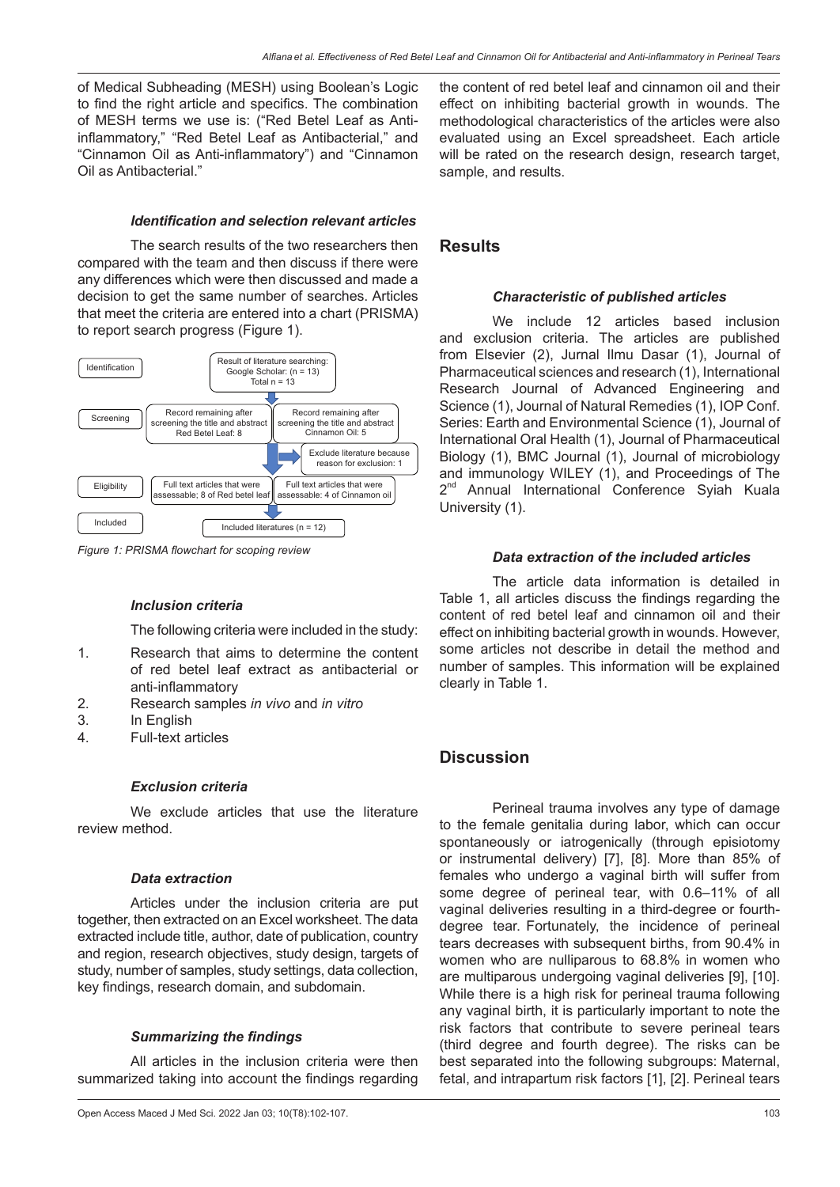of Medical Subheading (MESH) using Boolean's Logic to find the right article and specifics. The combination of MESH terms we use is: ("Red Betel Leaf as Anti-inflammatory," "Red Betel Leaf as Antibacterial," and "Cinnamon Oil as Anti-inflammatory") and "Cinnamon Oil as Antibacterial."

#### *Identification and selection relevant articles*

The search results of the two researchers then compared with the team and then discuss if there were any differences which were then discussed and made a decision to get the same number of searches. Articles that meet the criteria are entered into a chart (PRISMA) to report search progress (Figure 1).

| Stage | | |
|---|---|---|
| Identification | Result of literature searching: Google Scholar: (n = 13) Total n = 13 | |
| Screening | Record remaining after screening the title and abstract Red Betel Leaf: 8 | Record remaining after screening the title and abstract Cinnamon Oil: 5 |
| | | Exclude literature because reason for exclusion: 1 |
| Eligibility | Full text articles that were assessable; 8 of Red betel leaf | Full text articles that were assessable: 4 of Cinnamon oil |
| Included | Included literatures (n = 12) | |

*Figure 1: PRISMA flowchart for scoping review*

#### *Inclusion criteria*

The following criteria were included in the study:

1. Research that aims to determine the content of red betel leaf extract as antibacterial or anti-inflammatory
2. Research samples *in vivo* and *in vitro*
3. In English
4. Full-text articles

#### *Exclusion criteria*

We exclude articles that use the literature review method.

#### *Data extraction*

Articles under the inclusion criteria are put together, then extracted on an Excel worksheet. The data extracted include title, author, date of publication, country and region, research objectives, study design, targets of study, number of samples, study settings, data collection, key findings, research domain, and subdomain.

#### *Summarizing the findings*

All articles in the inclusion criteria were then summarized taking into account the findings regarding the content of red betel leaf and cinnamon oil and their effect on inhibiting bacterial growth in wounds. The methodological characteristics of the articles were also evaluated using an Excel spreadsheet. Each article will be rated on the research design, research target, sample, and results.

## Results

#### *Characteristic of published articles*

We include 12 articles based inclusion and exclusion criteria. The articles are published from Elsevier (2), Jurnal Ilmu Dasar (1), Journal of Pharmaceutical sciences and research (1), International Research Journal of Advanced Engineering and Science (1), Journal of Natural Remedies (1), IOP Conf. Series: Earth and Environmental Science (1), Journal of International Oral Health (1), Journal of Pharmaceutical Biology (1), BMC Journal (1), Journal of microbiology and immunology WILEY (1), and Proceedings of The 2nd Annual International Conference Syiah Kuala University (1).

#### *Data extraction of the included articles*

The article data information is detailed in Table 1, all articles discuss the findings regarding the content of red betel leaf and cinnamon oil and their effect on inhibiting bacterial growth in wounds. However, some articles not describe in detail the method and number of samples. This information will be explained clearly in Table 1.

## Discussion

Perineal trauma involves any type of damage to the female genitalia during labor, which can occur spontaneously or iatrogenically (through episiotomy or instrumental delivery) [7], [8]. More than 85% of females who undergo a vaginal birth will suffer from some degree of perineal tear, with 0.6–11% of all vaginal deliveries resulting in a third-degree or fourth-degree tear. Fortunately, the incidence of perineal tears decreases with subsequent births, from 90.4% in women who are nulliparous to 68.8% in women who are multiparous undergoing vaginal deliveries [9], [10]. While there is a high risk for perineal trauma following any vaginal birth, it is particularly important to note the risk factors that contribute to severe perineal tears (third degree and fourth degree). The risks can be best separated into the following subgroups: Maternal, fetal, and intrapartum risk factors [1], [2]. Perineal tears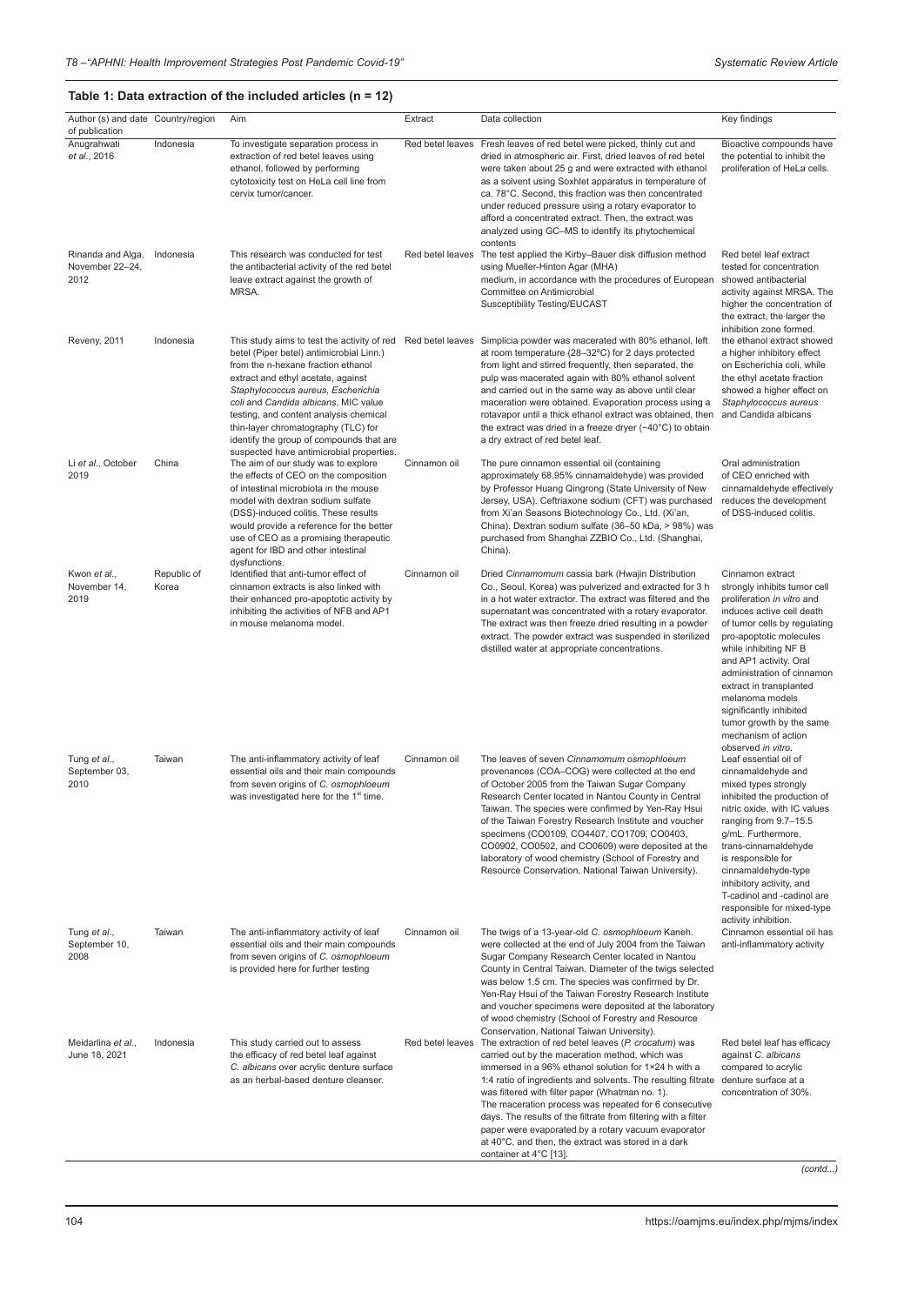### Table 1: Data extraction of the included articles (n = 12)

| Author (s) and date of publication | Country/region | Aim | Extract | Data collection | Key findings |
|---|---|---|---|---|---|
| Anugrahwati *et al*., 2016 | Indonesia | To investigate separation process in extraction of red betel leaves using ethanol, followed by performing cytotoxicity test on HeLa cell line from cervix tumor/cancer. | Red betel leaves | Fresh leaves of red betel were picked, thinly cut and dried in atmospheric air. First, dried leaves of red betel were taken about 25 g and were extracted with ethanol as a solvent using Soxhlet apparatus in temperature of ca. 78°C. Second, this fraction was then concentrated under reduced pressure using a rotary evaporator to afford a concentrated extract. Then, the extract was analyzed using GC–MS to identify its phytochemical contents | Bioactive compounds have the potential to inhibit the proliferation of HeLa cells. |
| Rinanda and Alga, November 22–24, 2012 | Indonesia | This research was conducted for test the antibacterial activity of the red betel leave extract against the growth of MRSA. | Red betel leaves | The test applied the Kirby–Bauer disk diffusion method using Mueller-Hinton Agar (MHA) medium, in accordance with the procedures of European Committee on Antimicrobial Susceptibility Testing/EUCAST | Red betel leaf extract tested for concentration showed antibacterial activity against MRSA. The higher the concentration of the extract, the larger the inhibition zone formed. |
| Reveny, 2011 | Indonesia | This study aims to test the activity of red betel (Piper betel) antimicrobial Linn.) from the n-hexane fraction ethanol extract and ethyl acetate, against *Staphylococcus aureus*, *Escherichia coli* and *Candida albicans*, MIC value testing, and content analysis chemical thin-layer chromatography (TLC) for identify the group of compounds that are suspected have antimicrobial properties. | Red betel leaves | Simplicia powder was macerated with 80% ethanol, left at room temperature (28–32°C) for 2 days protected from light and stirred frequently, then separated, the pulp was macerated again with 80% ethanol solvent and carried out in the same way as above until clear maceration were obtained. Evaporation process using a rotavapor until a thick ethanol extract was obtained, then the extract was dried in a freeze dryer (−40°C) to obtain a dry extract of red betel leaf. | the ethanol extract showed a higher inhibitory effect on Escherichia coli, while the ethyl acetate fraction showed a higher effect on *Staphylococcus aureus* and Candida albicans |
| Li *et al*., October 2019 | China | The aim of our study was to explore the effects of CEO on the composition of intestinal microbiota in the mouse model with dextran sodium sulfate (DSS)-induced colitis. These results would provide a reference for the better use of CEO as a promising therapeutic agent for IBD and other intestinal dysfunctions. | Cinnamon oil | The pure cinnamon essential oil (containing approximately 68.95% cinnamaldehyde) was provided by Professor Huang Qingrong (State University of New Jersey, USA). Ceftriaxone sodium (CFT) was purchased from Xi'an Seasons Biotechnology Co., Ltd. (Xi'an, China). Dextran sodium sulfate (36–50 kDa, > 98%) was purchased from Shanghai ZZBIO Co., Ltd. (Shanghai, China). | Oral administration of CEO enriched with cinnamaldehyde effectively reduces the development of DSS-induced colitis. |
| Kwon *et al*., November 14, 2019 | Republic of Korea | Identified that anti-tumor effect of cinnamon extracts is also linked with their enhanced pro-apoptotic activity by inhibiting the activities of NFB and AP1 in mouse melanoma model. | Cinnamon oil | Dried *Cinnamomum* cassia bark (Hwajin Distribution Co., Seoul, Korea) was pulverized and extracted for 3 h in a hot water extractor. The extract was filtered and the supernatant was concentrated with a rotary evaporator. The extract was then freeze dried resulting in a powder extract. The powder extract was suspended in sterilized distilled water at appropriate concentrations. | Cinnamon extract strongly inhibits tumor cell proliferation *in vitro* and induces active cell death of tumor cells by regulating pro-apoptotic molecules while inhibiting NF B and AP1 activity. Oral administration of cinnamon extract in transplanted melanoma models significantly inhibited tumor growth by the same mechanism of action observed *in vitro*. |
| Tung *et al*., September 03, 2010 | Taiwan | The anti-inflammatory activity of leaf essential oils and their main compounds from seven origins of *C. osmophloeum* was investigated here for the 1[st] time. | Cinnamon oil | The leaves of seven *Cinnamomum osmophloeum* provenances (COA–COG) were collected at the end of October 2005 from the Taiwan Sugar Company Research Center located in Nantou County in Central Taiwan. The species were confirmed by Yen-Ray Hsui of the Taiwan Forestry Research Institute and voucher specimens (CO0109, CO4407, CO1709, CO0403, CO0902, CO0502, and CO0609) were deposited at the laboratory of wood chemistry (School of Forestry and Resource Conservation, National Taiwan University). | Leaf essential oil of cinnamaldehyde and mixed types strongly inhibited the production of nitric oxide, with IC values ranging from 9.7–15.5 g/mL. Furthermore, trans-cinnamaldehyde is responsible for cinnamaldehyde-type inhibitory activity, and T-cadinol and -cadinol are responsible for mixed-type activity inhibition. |
| Tung *et al*., September 10, 2008 | Taiwan | The anti-inflammatory activity of leaf essential oils and their main compounds from seven origins of *C. osmophloeum* is provided here for further testing | Cinnamon oil | The twigs of a 13-year-old *C. osmophloeum* Kaneh. were collected at the end of July 2004 from the Taiwan Sugar Company Research Center located in Nantou County in Central Taiwan. Diameter of the twigs selected was below 1.5 cm. The species was confirmed by Dr. Yen-Ray Hsui of the Taiwan Forestry Research Institute and voucher specimens were deposited at the laboratory of wood chemistry (School of Forestry and Resource Conservation, National Taiwan University). | Cinnamon essential oil has anti-inflammatory activity |
| Meidarlina *et al*., June 18, 2021 | Indonesia | This study carried out to assess the efficacy of red betel leaf against *C. albicans* over acrylic denture surface as an herbal-based denture cleanser. | Red betel leaves | The extraction of red betel leaves (*P. crocatum*) was carried out by the maceration method, which was immersed in a 96% ethanol solution for 1×24 h with a 1:4 ratio of ingredients and solvents. The resulting filtrate was filtered with filter paper (Whatman no. 1). The maceration process was repeated for 6 consecutive days. The results of the filtrate from filtering with a filter paper were evaporated by a rotary vacuum evaporator at 40°C, and then, the extract was stored in a dark container at 4°C [13]. | Red betel leaf has efficacy against *C. albicans* compared to acrylic denture surface at a concentration of 30%. |

*(contd...)*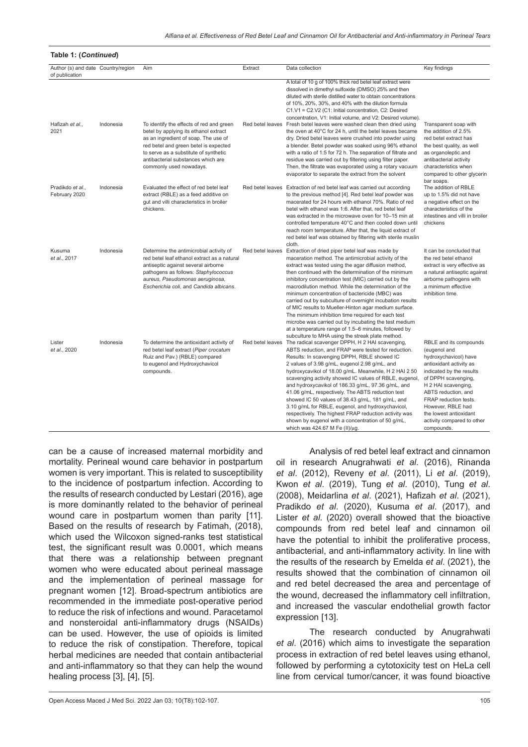**Table 1: (*Continued*)**

| Author (s) and date of publication | Country/region | Aim | Extract | Data collection | Key findings |
|---|---|---|---|---|---|
| | | | | A total of 10 g of 100% thick red betel leaf extract were dissolved in dimethyl sulfoxide (DMSO) 25% and then diluted with sterile distilled water to obtain concentrations of 10%, 20%, 30%, and 40% with the dilution formula C1.V1 = C2.V2 (C1: Initial concentration, C2: Desired concentration, V1: Initial volume, and V2: Desired volume). | |
| Hafizah *et al*., 2021 | Indonesia | To identify the effects of red and green betel by applying its ethanol extract as an ingredient of soap. The use of red betel and green betel is expected to serve as a substitute of synthetic antibacterial substances which are commonly used nowadays. | Red betel leaves | Fresh betel leaves were washed clean then dried using the oven at 40°C for 24 h, until the betel leaves became dry. Dried betel leaves were crushed into powder using a blender. Betel powder was soaked using 96% ethanol with a ratio of 1:5 for 72 h. The separation of filtrate and residue was carried out by filtering using filter paper. Then, the filtrate was evaporated using a rotary vacuum evaporator to separate the extract from the solvent | Transparent soap with the addition of 2.5% red betel extract has the best quality, as well as organoleptic and antibacterial activity characteristics when compared to other glycerin bar soaps. |
| Pradikdo *et al*., February 2020 | Indonesia | Evaluated the effect of red betel leaf extract (RBLE) as a feed additive on gut and villi characteristics in broiler chickens. | Red betel leaves | Extraction of red betel leaf was carried out according to the previous method [4]. Red betel leaf powder was macerated for 24 hours with ethanol 70%. Ratio of red betel with ethanol was 1:6. After that, red betel leaf was extracted in the microwave oven for 10–15 min at controlled temperature 40°C and then cooled down until reach room temperature. After that, the liquid extract of red betel leaf was obtained by filtering with sterile muslin cloth. | The addition of RBLE up to 1.5% did not have a negative effect on the characteristics of the intestines and villi in broiler chickens |
| Kusuma *et al*., 2017 | Indonesia | Determine the antimicrobial activity of red betel leaf ethanol extract as a natural antiseptic against several airborne pathogens as follows: *Staphylococcus aureus, Pseudomonas aeruginosa, Escherichia coli,* and *Candida albicans*. | Red betel leaves | Extraction of dried piper betel leaf was made by maceration method. The antimicrobial activity of the extract was tested using the agar diffusion method, then continued with the determination of the minimum inhibitory concentration test (MIC) carried out by the macrodilution method. While the determination of the minimum concentration of bactericide (MBC) was carried out by subculture of overnight incubation results of MIC results to Mueller-Hinton agar medium surface. The minimum inhibition time required for each test microbe was carried out by incubating the test medium at a temperature range of 1.5–6 minutes, followed by subculture to MHA using the streak plate method. | It can be concluded that the red betel ethanol extract is very effective as a natural antiseptic against airborne pathogens with a minimum effective inhibition time. |
| Lister *et al*., 2020 | Indonesia | To determine the antioxidant activity of red betel leaf extract (*Piper crocatum* Ruiz and Pav.) (RBLE) compared to eugenol and Hydroxychavicol compounds. | Red betel leaves | The radical scavenger DPPH, H 2 HAI scavenging, ABTS reduction, and FRAP were tested for reduction. Results: In scavenging DPPH, RBLE showed IC 2 values of 3.98 g/mL, eugenol 2.98 g/mL, and hydroxycavikol of 18.00 g/mL. Meanwhile, H 2 HAI 2 50 scavenging activity showed IC values of RBLE, eugenol, and hydroxycavikol of 186.33 g/mL, 97.36 g/mL, and 41.06 g/mL, respectively. The ABTS reduction test showed IC 50 values of 38.43 g/mL, 181 g/mL, and 3.10 g/mL for RBLE, eugenol, and hydroxychavicol, respectively. The highest FRAP reduction activity was shown by eugenol with a concentration of 50 g/mL, which was 424.67 M Fe (II)/μg. | RBLE and its compounds (eugenol and hydroxychavicol) have antioxidant activity as indicated by the results of DPPH scavenging, H 2 HAI scavenging, ABTS reduction, and FRAP reduction tests. However, RBLE had the lowest antioxidant activity compared to other compounds. |

can be a cause of increased maternal morbidity and mortality. Perineal wound care behavior in postpartum women is very important. This is related to susceptibility to the incidence of postpartum infection. According to the results of research conducted by Lestari (2016), age is more dominantly related to the behavior of perineal wound care in postpartum women than parity [11]. Based on the results of research by Fatimah, (2018), which used the Wilcoxon signed-ranks test statistical test, the significant result was 0.0001, which means that there was a relationship between pregnant women who were educated about perineal massage and the implementation of perineal massage for pregnant women [12]. Broad-spectrum antibiotics are recommended in the immediate post-operative period to reduce the risk of infections and wound. Paracetamol and nonsteroidal anti-inflammatory drugs (NSAIDs) can be used. However, the use of opioids is limited to reduce the risk of constipation. Therefore, topical herbal medicines are needed that contain antibacterial and anti-inflammatory so that they can help the wound healing process [3], [4], [5].

Analysis of red betel leaf extract and cinnamon oil in research Anugrahwati *et al*. (2016), Rinanda *et al*. (2012), Reveny *et al*. (2011), Li *et al*. (2019), Kwon *et al*. (2019), Tung *et al*. (2010), Tung *et al*. (2008), Meidarlina *et al*. (2021), Hafizah *et al*. (2021), Pradikdo *et al*. (2020), Kusuma *et al*. (2017), and Lister *et al*. (2020) overall showed that the bioactive compounds from red betel leaf and cinnamon oil have the potential to inhibit the proliferative process, antibacterial, and anti-inflammatory activity. In line with the results of the research by Emelda *et al*. (2021), the results showed that the combination of cinnamon oil and red betel decreased the area and percentage of the wound, decreased the inflammatory cell infiltration, and increased the vascular endothelial growth factor expression [13].

The research conducted by Anugrahwati *et al*. (2016) which aims to investigate the separation process in extraction of red betel leaves using ethanol, followed by performing a cytotoxicity test on HeLa cell line from cervical tumor/cancer, it was found bioactive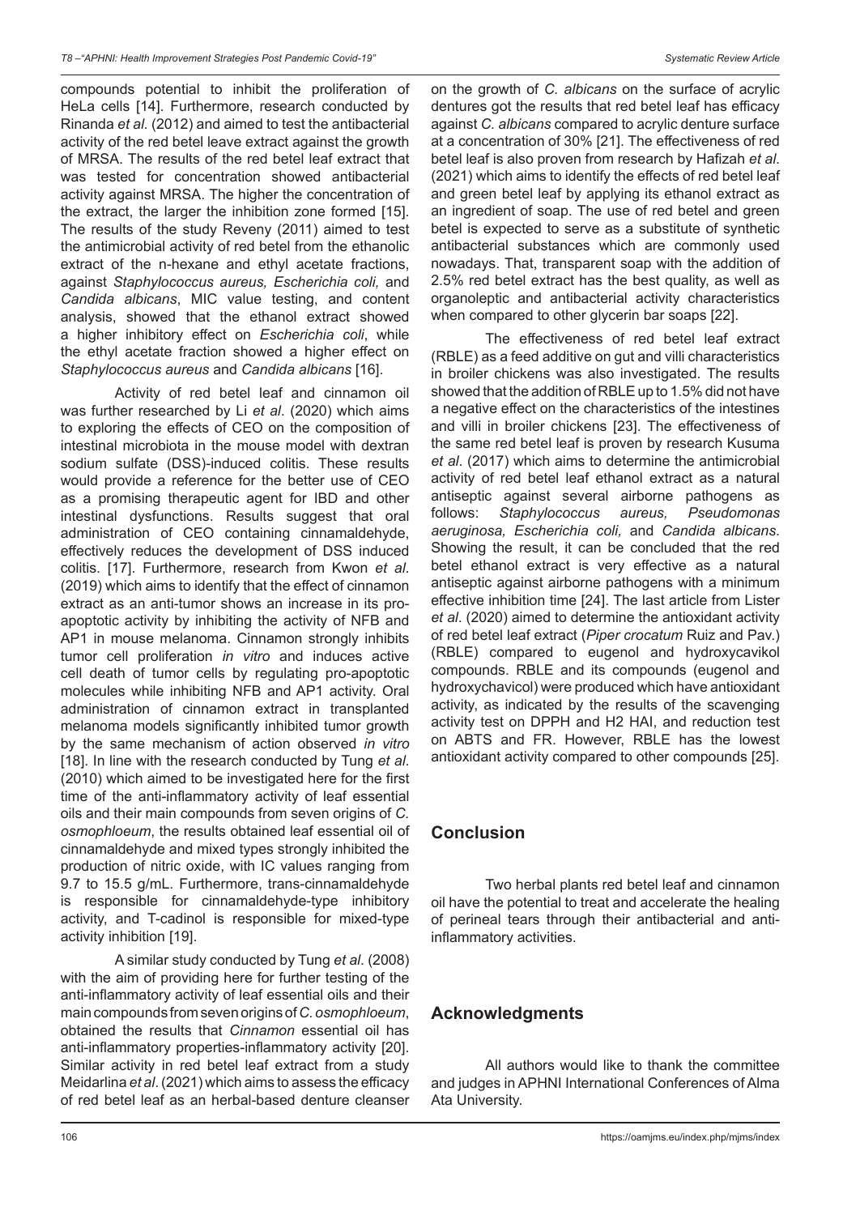compounds potential to inhibit the proliferation of HeLa cells [14]. Furthermore, research conducted by Rinanda *et al*. (2012) and aimed to test the antibacterial activity of the red betel leave extract against the growth of MRSA. The results of the red betel leaf extract that was tested for concentration showed antibacterial activity against MRSA. The higher the concentration of the extract, the larger the inhibition zone formed [15]. The results of the study Reveny (2011) aimed to test the antimicrobial activity of red betel from the ethanolic extract of the n-hexane and ethyl acetate fractions, against *Staphylococcus aureus, Escherichia coli,* and *Candida albicans*, MIC value testing, and content analysis, showed that the ethanol extract showed a higher inhibitory effect on *Escherichia coli*, while the ethyl acetate fraction showed a higher effect on *Staphylococcus aureus* and *Candida albicans* [16].

Activity of red betel leaf and cinnamon oil was further researched by Li *et al*. (2020) which aims to exploring the effects of CEO on the composition of intestinal microbiota in the mouse model with dextran sodium sulfate (DSS)-induced colitis. These results would provide a reference for the better use of CEO as a promising therapeutic agent for IBD and other intestinal dysfunctions. Results suggest that oral administration of CEO containing cinnamaldehyde, effectively reduces the development of DSS induced colitis. [17]. Furthermore, research from Kwon *et al*. (2019) which aims to identify that the effect of cinnamon extract as an anti-tumor shows an increase in its pro-apoptotic activity by inhibiting the activity of NFB and AP1 in mouse melanoma. Cinnamon strongly inhibits tumor cell proliferation *in vitro* and induces active cell death of tumor cells by regulating pro-apoptotic molecules while inhibiting NFB and AP1 activity. Oral administration of cinnamon extract in transplanted melanoma models significantly inhibited tumor growth by the same mechanism of action observed *in vitro* [18]. In line with the research conducted by Tung *et al*. (2010) which aimed to be investigated here for the first time of the anti-inflammatory activity of leaf essential oils and their main compounds from seven origins of *C. osmophloeum*, the results obtained leaf essential oil of cinnamaldehyde and mixed types strongly inhibited the production of nitric oxide, with IC values ranging from 9.7 to 15.5 g/mL. Furthermore, trans-cinnamaldehyde is responsible for cinnamaldehyde-type inhibitory activity, and T-cadinol is responsible for mixed-type activity inhibition [19].

A similar study conducted by Tung *et al*. (2008) with the aim of providing here for further testing of the anti-inflammatory activity of leaf essential oils and their main compounds from seven origins of *C. osmophloeum*, obtained the results that *Cinnamon* essential oil has anti-inflammatory properties-inflammatory activity [20]. Similar activity in red betel leaf extract from a study Meidarlina *et al*. (2021) which aims to assess the efficacy of red betel leaf as an herbal-based denture cleanser on the growth of *C. albicans* on the surface of acrylic dentures got the results that red betel leaf has efficacy against *C. albicans* compared to acrylic denture surface at a concentration of 30% [21]. The effectiveness of red betel leaf is also proven from research by Hafizah *et al*. (2021) which aims to identify the effects of red betel leaf and green betel leaf by applying its ethanol extract as an ingredient of soap. The use of red betel and green betel is expected to serve as a substitute of synthetic antibacterial substances which are commonly used nowadays. That, transparent soap with the addition of 2.5% red betel extract has the best quality, as well as organoleptic and antibacterial activity characteristics when compared to other glycerin bar soaps [22].

The effectiveness of red betel leaf extract (RBLE) as a feed additive on gut and villi characteristics in broiler chickens was also investigated. The results showed that the addition of RBLE up to 1.5% did not have a negative effect on the characteristics of the intestines and villi in broiler chickens [23]. The effectiveness of the same red betel leaf is proven by research Kusuma *et al*. (2017) which aims to determine the antimicrobial activity of red betel leaf ethanol extract as a natural antiseptic against several airborne pathogens as follows: *Staphylococcus aureus, Pseudomonas aeruginosa, Escherichia coli,* and *Candida albicans*. Showing the result, it can be concluded that the red betel ethanol extract is very effective as a natural antiseptic against airborne pathogens with a minimum effective inhibition time [24]. The last article from Lister *et al*. (2020) aimed to determine the antioxidant activity of red betel leaf extract (*Piper crocatum* Ruiz and Pav.) (RBLE) compared to eugenol and hydroxycavikol compounds. RBLE and its compounds (eugenol and hydroxychavicol) were produced which have antioxidant activity, as indicated by the results of the scavenging activity test on DPPH and H2 HAI, and reduction test on ABTS and FR. However, RBLE has the lowest antioxidant activity compared to other compounds [25].

## Conclusion

Two herbal plants red betel leaf and cinnamon oil have the potential to treat and accelerate the healing of perineal tears through their antibacterial and anti-inflammatory activities.

## Acknowledgments

All authors would like to thank the committee and judges in APHNI International Conferences of Alma Ata University.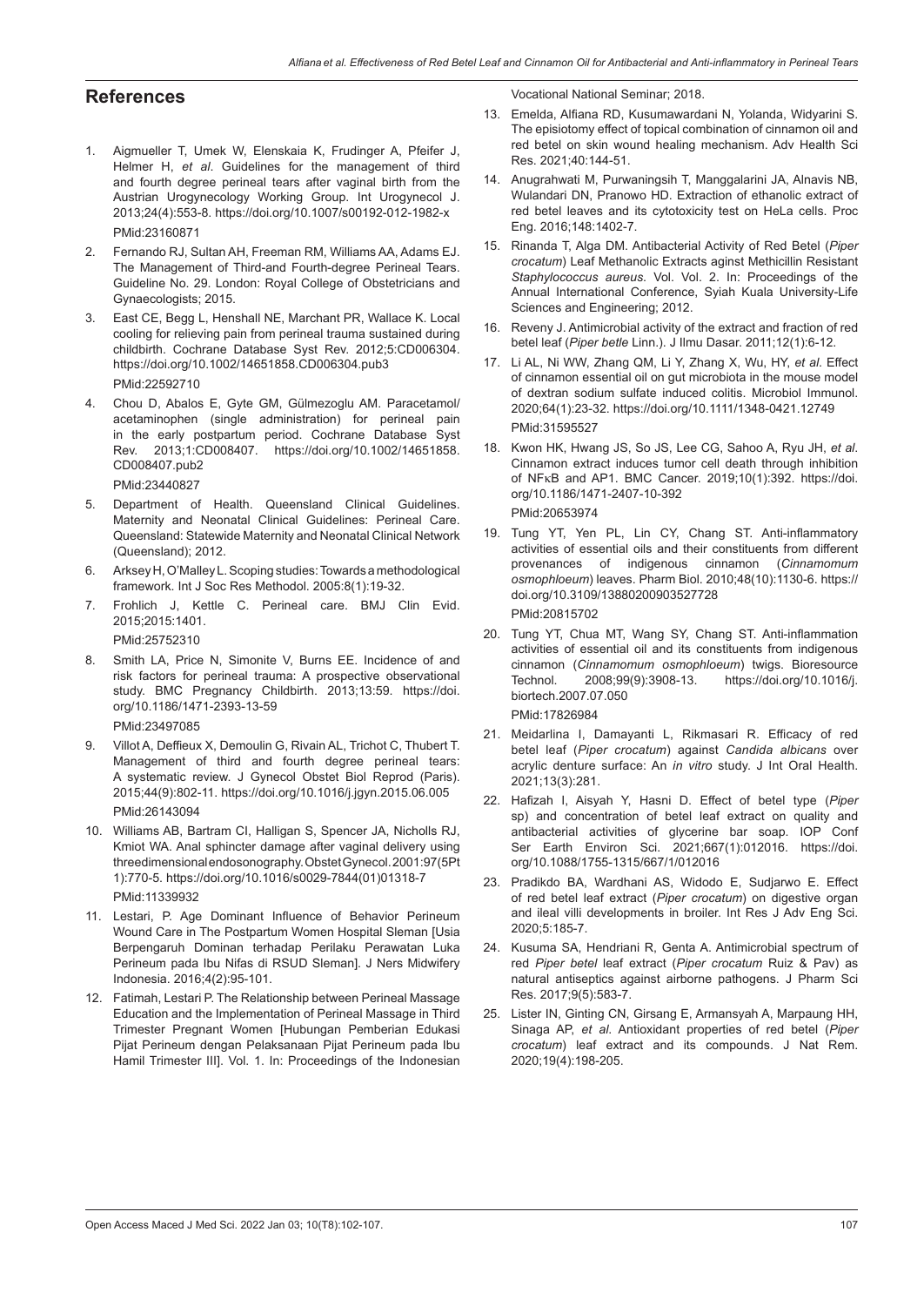## References

1. Aigmueller T, Umek W, Elenskaia K, Frudinger A, Pfeifer J, Helmer H, *et al*. Guidelines for the management of third and fourth degree perineal tears after vaginal birth from the Austrian Urogynecology Working Group. Int Urogynecol J. 2013;24(4):553-8. https://doi.org/10.1007/s00192-012-1982-x
   PMid:23160871
2. Fernando RJ, Sultan AH, Freeman RM, Williams AA, Adams EJ. The Management of Third-and Fourth-degree Perineal Tears. Guideline No. 29. London: Royal College of Obstetricians and Gynaecologists; 2015.
3. East CE, Begg L, Henshall NE, Marchant PR, Wallace K. Local cooling for relieving pain from perineal trauma sustained during childbirth. Cochrane Database Syst Rev. 2012;5:CD006304. https://doi.org/10.1002/14651858.CD006304.pub3
   PMid:22592710
4. Chou D, Abalos E, Gyte GM, Gülmezoglu AM. Paracetamol/acetaminophen (single administration) for perineal pain in the early postpartum period. Cochrane Database Syst Rev. 2013;1:CD008407. https://doi.org/10.1002/14651858.CD008407.pub2
   PMid:23440827
5. Department of Health. Queensland Clinical Guidelines. Maternity and Neonatal Clinical Guidelines: Perineal Care. Queensland: Statewide Maternity and Neonatal Clinical Network (Queensland); 2012.
6. Arksey H, O'Malley L. Scoping studies: Towards a methodological framework. Int J Soc Res Methodol. 2005:8(1):19-32.
7. Frohlich J, Kettle C. Perineal care. BMJ Clin Evid. 2015;2015:1401.
   PMid:25752310
8. Smith LA, Price N, Simonite V, Burns EE. Incidence of and risk factors for perineal trauma: A prospective observational study. BMC Pregnancy Childbirth. 2013;13:59. https://doi.org/10.1186/1471-2393-13-59
   PMid:23497085
9. Villot A, Deffieux X, Demoulin G, Rivain AL, Trichot C, Thubert T. Management of third and fourth degree perineal tears: A systematic review. J Gynecol Obstet Biol Reprod (Paris). 2015;44(9):802-11. https://doi.org/10.1016/j.jgyn.2015.06.005
   PMid:26143094
10. Williams AB, Bartram CI, Halligan S, Spencer JA, Nicholls RJ, Kmiot WA. Anal sphincter damage after vaginal delivery using threedimensional endosonography. Obstet Gynecol. 2001:97(5Pt 1):770-5. https://doi.org/10.1016/s0029-7844(01)01318-7
    PMid:11339932
11. Lestari, P. Age Dominant Influence of Behavior Perineum Wound Care in The Postpartum Women Hospital Sleman [Usia Berpengaruh Dominan terhadap Perilaku Perawatan Luka Perineum pada Ibu Nifas di RSUD Sleman]. J Ners Midwifery Indonesia. 2016;4(2):95-101.
12. Fatimah, Lestari P. The Relationship between Perineal Massage Education and the Implementation of Perineal Massage in Third Trimester Pregnant Women [Hubungan Pemberian Edukasi Pijat Perineum dengan Pelaksanaan Pijat Perineum pada Ibu Hamil Trimester III]. Vol. 1. In: Proceedings of the Indonesian Vocational National Seminar; 2018.
13. Emelda, Alfiana RD, Kusumawardani N, Yolanda, Widyarini S. The episiotomy effect of topical combination of cinnamon oil and red betel on skin wound healing mechanism. Adv Health Sci Res. 2021;40:144-51.
14. Anugrahwati M, Purwaningsih T, Manggalarini JA, Alnavis NB, Wulandari DN, Pranowo HD. Extraction of ethanolic extract of red betel leaves and its cytotoxicity test on HeLa cells. Proc Eng. 2016;148:1402-7.
15. Rinanda T, Alga DM. Antibacterial Activity of Red Betel (*Piper crocatum*) Leaf Methanolic Extracts aginst Methicillin Resistant *Staphylococcus aureus*. Vol. Vol. 2. In: Proceedings of the Annual International Conference, Syiah Kuala University-Life Sciences and Engineering; 2012.
16. Reveny J. Antimicrobial activity of the extract and fraction of red betel leaf (*Piper betle* Linn.). J Ilmu Dasar. 2011;12(1):6-12.
17. Li AL, Ni WW, Zhang QM, Li Y, Zhang X, Wu, HY, *et al*. Effect of cinnamon essential oil on gut microbiota in the mouse model of dextran sodium sulfate induced colitis. Microbiol Immunol. 2020;64(1):23-32. https://doi.org/10.1111/1348-0421.12749
    PMid:31595527
18. Kwon HK, Hwang JS, So JS, Lee CG, Sahoo A, Ryu JH, *et al*. Cinnamon extract induces tumor cell death through inhibition of NFκB and AP1. BMC Cancer. 2019;10(1):392. https://doi.org/10.1186/1471-2407-10-392
    PMid:20653974
19. Tung YT, Yen PL, Lin CY, Chang ST. Anti-inflammatory activities of essential oils and their constituents from different provenances of indigenous cinnamon (*Cinnamomum osmophloeum*) leaves. Pharm Biol. 2010;48(10):1130-6. https://doi.org/10.3109/13880200903527728
    PMid:20815702
20. Tung YT, Chua MT, Wang SY, Chang ST. Anti-inflammation activities of essential oil and its constituents from indigenous cinnamon (*Cinnamomum osmophloeum*) twigs. Bioresource Technol. 2008;99(9):3908-13. https://doi.org/10.1016/j.biortech.2007.07.050
    PMid:17826984
21. Meidarlina I, Damayanti L, Rikmasari R. Efficacy of red betel leaf (*Piper crocatum*) against *Candida albicans* over acrylic denture surface: An *in vitro* study. J Int Oral Health. 2021;13(3):281.
22. Hafizah I, Aisyah Y, Hasni D. Effect of betel type (*Piper* sp) and concentration of betel leaf extract on quality and antibacterial activities of glycerine bar soap. IOP Conf Ser Earth Environ Sci. 2021;667(1):012016. https://doi.org/10.1088/1755-1315/667/1/012016
23. Pradikdo BA, Wardhani AS, Widodo E, Sudjarwo E. Effect of red betel leaf extract (*Piper crocatum*) on digestive organ and ileal villi developments in broiler. Int Res J Adv Eng Sci. 2020;5:185-7.
24. Kusuma SA, Hendriani R, Genta A. Antimicrobial spectrum of red *Piper betel* leaf extract (*Piper crocatum* Ruiz & Pav) as natural antiseptics against airborne pathogens. J Pharm Sci Res. 2017;9(5):583-7.
25. Lister IN, Ginting CN, Girsang E, Armansyah A, Marpaung HH, Sinaga AP, *et al*. Antioxidant properties of red betel (*Piper crocatum*) leaf extract and its compounds. J Nat Rem. 2020;19(4):198-205.